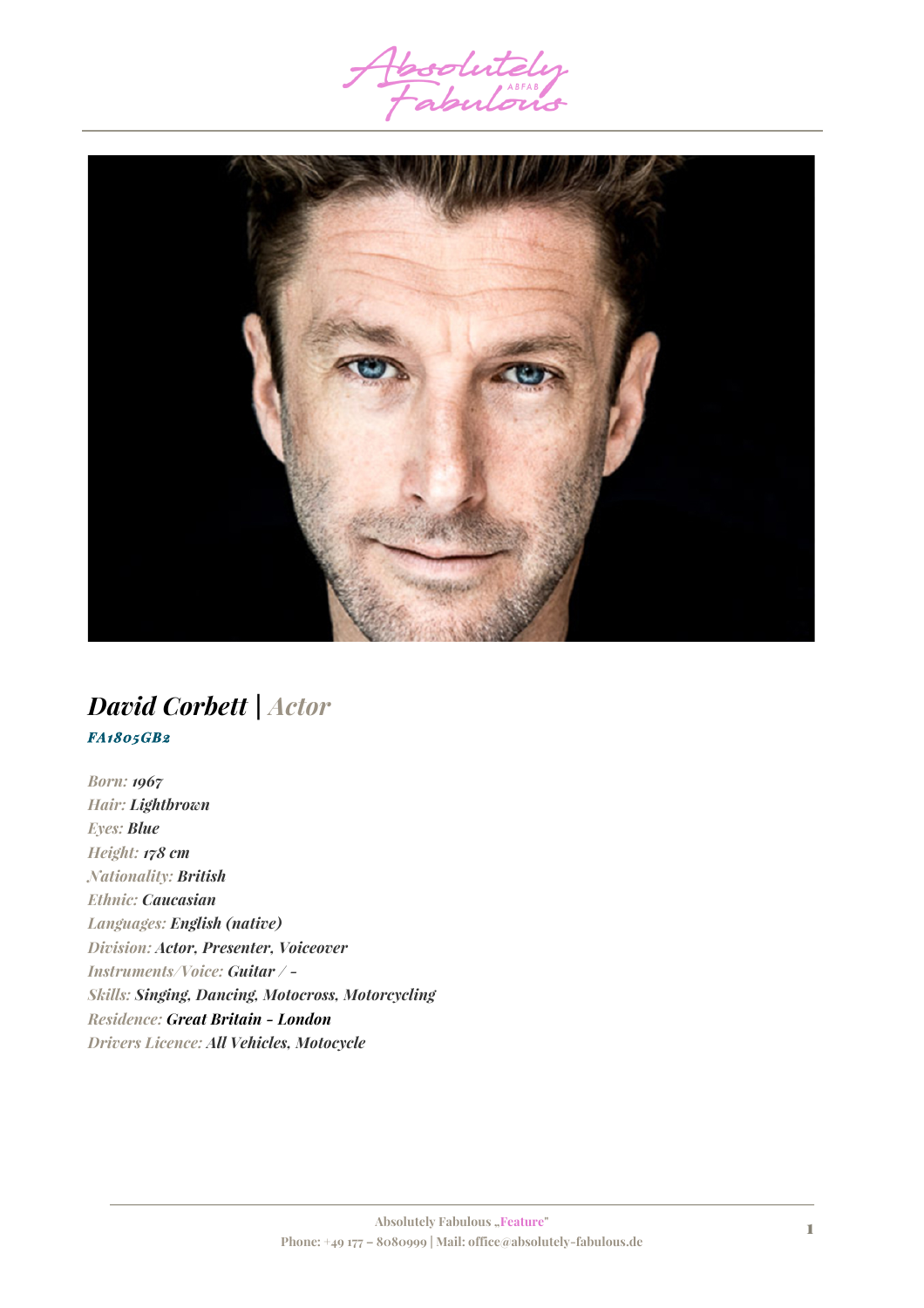# *David Corbett | Actor*

***FA1805GB2***

*Born:* ***1967***
*Hair:* ***Lightbrown***
*Eyes:* ***Blue***
*Height:* ***178 cm***
*Nationality:* ***British***
*Ethnic:* ***Caucasian***
*Languages:* ***English (native)***
*Division:* ***Actor, Presenter, Voiceover***
*Instruments/Voice:* ***Guitar / -***
*Skills:* ***Singing, Dancing, Motocross, Motorcycling***
*Residence:* ***Great Britain - London***
*Drivers Licence:* ***All Vehicles, Motocycle***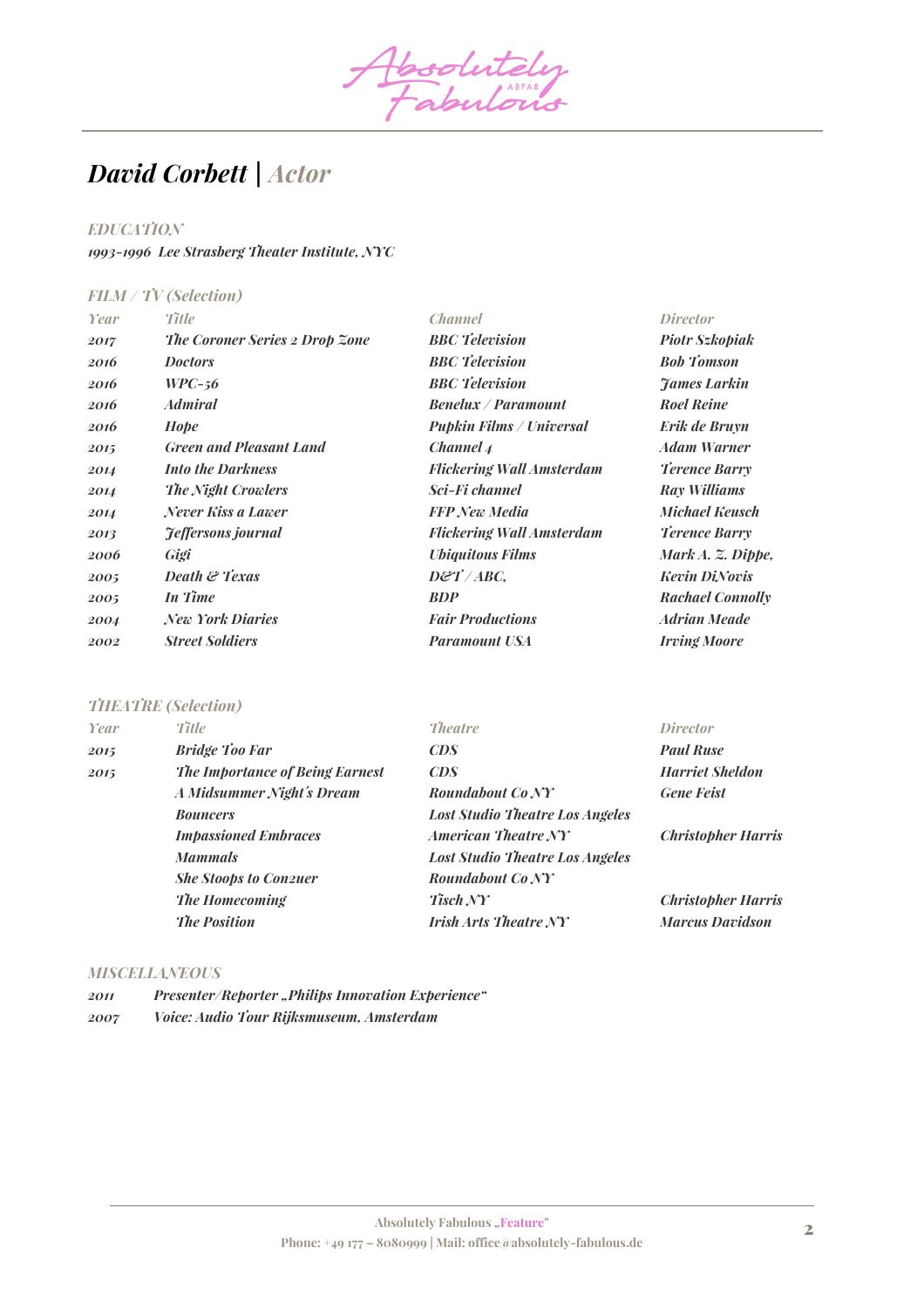Absolutely Fabulous
ABFAB

# *David Corbett | Actor*

### EDUCATION

*1993-1996 Lee Strasberg Theater Institute, NYC*

### FILM / TV (Selection)

| Year | Title | Channel | Director |
|---|---|---|---|
| 2017 | The Coroner Series 2 Drop Zone | BBC Television | Piotr Szkopiak |
| 2016 | Doctors | BBC Telecision | Bob Tomson |
| 2016 | WPC-56 | BBC Television | James Larkin |
| 2016 | Admiral | Benelux / Paramount | Roel Reine |
| 2016 | Hope | Pupkin Films / Universal | Erik de Bruyn |
| 2015 | Green and Pleasant Land | Channel 4 | Adam Warner |
| 2014 | Into the Darkness | Flickering Wall Amsterdam | Terence Barry |
| 2014 | The Night Crowlers | Sci-Fi channel | Ray Williams |
| 2014 | Never Kiss a Lawer | FFP New Media | Michael Keusch |
| 2013 | Jeffersons journal | Flickering Wall Amsterdam | Terence Barry |
| 2006 | Gigi | Ubiquitous Films | Mark A. Z. Dippe, |
| 2005 | Death & Texas | D&T / ABC, | Kevin DiNovis |
| 2005 | In Time | BDP | Rachael Connolly |
| 2004 | New York Diaries | Fair Productions | Adrian Meade |
| 2002 | Street Soldiers | Paramount USA | Irving Moore |

### THEATRE (Selection)

| Year | Title | Theatre | Director |
|---|---|---|---|
| 2015 | Bridge Too Far | CDS | Paul Ruse |
| 2015 | The Importance of Being Earnest | CDS | Harriet Sheldon |
| | A Midsummer Night's Dream | Roundabout Co NY | Gene Feist |
| | Bouncers | Lost Studio Theatre Los Angeles | |
| | Impassioned Embraces | American Theatre NY | Christopher Harris |
| | Mammals | Lost Studio Theatre Los Angeles | |
| | She Stoops to Conzuer | Roundabout Co NY | |
| | The Homecoming | Tisch NY | Christopher Harris |
| | The Position | Irish Arts Theatre NY | Marcus Davidson |

### MISCELLANEOUS

*2011* Presenter/Reporter „Philips Innovation Experience"

*2007* Voice: Audio Tour Rijksmuseum, Amsterdam

Absolutely Fabulous „Feature"
Phone: +49 177 – 8080999 | Mail: office@absolutely-fabulous.de